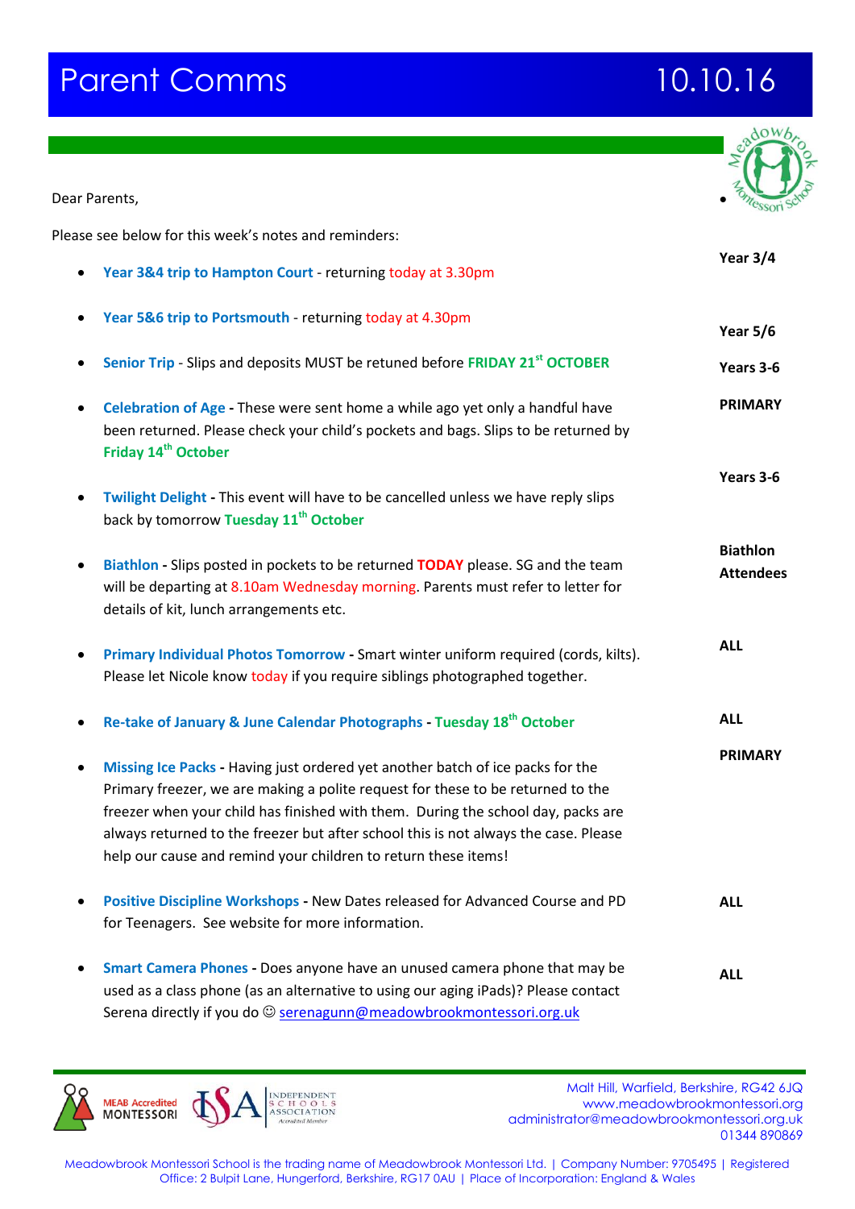# Parent Comms 10.10.16

Dear Parents,

Please see below for this week's notes and reminders:

- **Year 3&4 trip to Hampton Court** - returning today at 3.30pm — **Year 3/4**
- **Year 5&6 trip to Portsmouth** - returning today at 4.30pm — **Year 5/6**
- **Senior Trip** - Slips and deposits MUST be retuned before **FRIDAY 21st OCTOBER** — **Years 3-6**
- **Celebration of Age** - These were sent home a while ago yet only a handful have been returned. Please check your child's pockets and bags. Slips to be returned by **Friday 14th October** — **PRIMARY**
- **Twilight Delight** - This event will have to be cancelled unless we have reply slips back by tomorrow **Tuesday 11th October** — **Years 3-6**
- **Biathlon** - Slips posted in pockets to be returned **TODAY** please. SG and the team will be departing at 8.10am Wednesday morning. Parents must refer to letter for details of kit, lunch arrangements etc. — **Biathlon Attendees**
- **Primary Individual Photos Tomorrow** - Smart winter uniform required (cords, kilts). Please let Nicole know today if you require siblings photographed together. — **ALL**
- **Re-take of January & June Calendar Photographs** - **Tuesday 18th October** — **ALL**
- **Missing Ice Packs** - Having just ordered yet another batch of ice packs for the Primary freezer, we are making a polite request for these to be returned to the freezer when your child has finished with them. During the school day, packs are always returned to the freezer but after school this is not always the case. Please help our cause and remind your children to return these items! — **PRIMARY**
- **Positive Discipline Workshops** - New Dates released for Advanced Course and PD for Teenagers. See website for more information. — **ALL**
- **Smart Camera Phones** - Does anyone have an unused camera phone that may be used as a class phone (as an alternative to using our aging iPads)? Please contact Serena directly if you do ☺ serenagunn@meadowbrookmontessori.org.uk — **ALL**

MEAB Accredited MONTESSORI | ISA Independent Schools Association Accredited Member

Malt Hill, Warfield, Berkshire, RG42 6JQ
www.meadowbrookmontessori.org
administrator@meadowbrookmontessori.org.uk
01344 890869

Meadowbrook Montessori School is the trading name of Meadowbrook Montessori Ltd. | Company Number: 9705495 | Registered Office: 2 Bulpit Lane, Hungerford, Berkshire, RG17 0AU | Place of Incorporation: England & Wales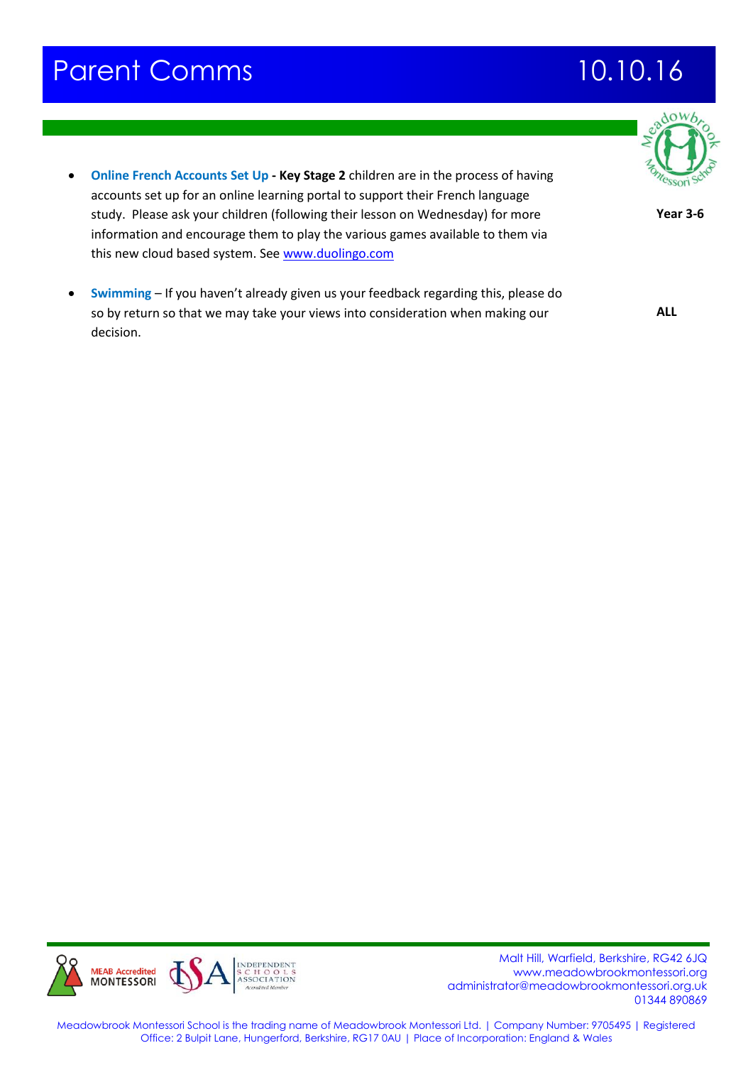# Parent Comms 10.10.16

- **Online French Accounts Set Up - Key Stage 2** children are in the process of having accounts set up for an online learning portal to support their French language study. Please ask your children (following their lesson on Wednesday) for more information and encourage them to play the various games available to them via this new cloud based system. See [www.duolingo.com](http://www.duolingo.com) — **Year 3-6**

- **Swimming** – If you haven't already given us your feedback regarding this, please do so by return so that we may take your views into consideration when making our decision. — **ALL**

MEAB Accredited MONTESSORI

ISA INDEPENDENT SCHOOLS ASSOCIATION Accredited Member

Malt Hill, Warfield, Berkshire, RG42 6JQ
www.meadowbrookmontessori.org
administrator@meadowbrookmontessori.org.uk
01344 890869

Meadowbrook Montessori School is the trading name of Meadowbrook Montessori Ltd. | Company Number: 9705495 | Registered Office: 2 Bulpit Lane, Hungerford, Berkshire, RG17 0AU | Place of Incorporation: England & Wales